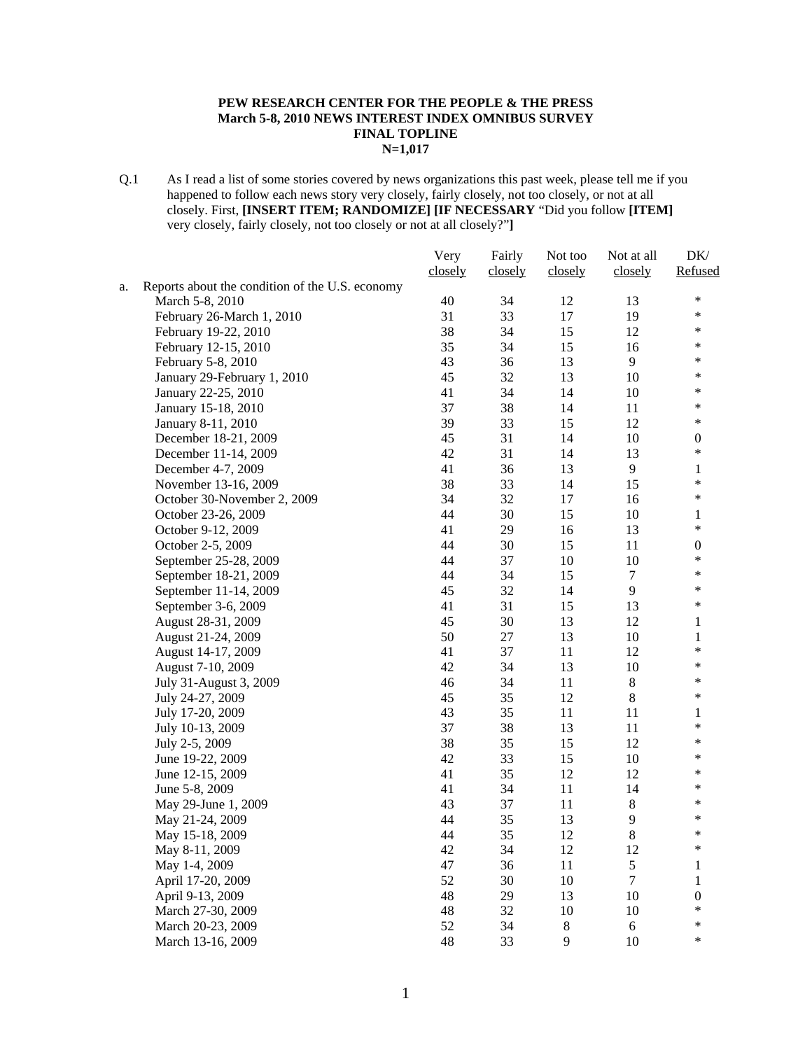**PEW RESEARCH CENTER FOR THE PEOPLE & THE PRESS**
**March 5-8, 2010 NEWS INTEREST INDEX OMNIBUS SURVEY**
**FINAL TOPLINE**
**N=1,017**

Q.1 As I read a list of some stories covered by news organizations this past week, please tell me if you happened to follow each news story very closely, fairly closely, not too closely, or not at all closely. First, **[INSERT ITEM; RANDOMIZE] [IF NECESSARY** "Did you follow **[ITEM]** very closely, fairly closely, not too closely or not at all closely?"**]**

| | Very closely | Fairly closely | Not too closely | Not at all closely | DK/ Refused |
|---|---|---|---|---|---|
| a. Reports about the condition of the U.S. economy | | | | | |
| March 5-8, 2010 | 40 | 34 | 12 | 13 | * |
| February 26-March 1, 2010 | 31 | 33 | 17 | 19 | * |
| February 19-22, 2010 | 38 | 34 | 15 | 12 | * |
| February 12-15, 2010 | 35 | 34 | 15 | 16 | * |
| February 5-8, 2010 | 43 | 36 | 13 | 9 | * |
| January 29-February 1, 2010 | 45 | 32 | 13 | 10 | * |
| January 22-25, 2010 | 41 | 34 | 14 | 10 | * |
| January 15-18, 2010 | 37 | 38 | 14 | 11 | * |
| January 8-11, 2010 | 39 | 33 | 15 | 12 | * |
| December 18-21, 2009 | 45 | 31 | 14 | 10 | 0 |
| December 11-14, 2009 | 42 | 31 | 14 | 13 | * |
| December 4-7, 2009 | 41 | 36 | 13 | 9 | 1 |
| November 13-16, 2009 | 38 | 33 | 14 | 15 | * |
| October 30-November 2, 2009 | 34 | 32 | 17 | 16 | * |
| October 23-26, 2009 | 44 | 30 | 15 | 10 | 1 |
| October 9-12, 2009 | 41 | 29 | 16 | 13 | * |
| October 2-5, 2009 | 44 | 30 | 15 | 11 | 0 |
| September 25-28, 2009 | 44 | 37 | 10 | 10 | * |
| September 18-21, 2009 | 44 | 34 | 15 | 7 | * |
| September 11-14, 2009 | 45 | 32 | 14 | 9 | * |
| September 3-6, 2009 | 41 | 31 | 15 | 13 | * |
| August 28-31, 2009 | 45 | 30 | 13 | 12 | 1 |
| August 21-24, 2009 | 50 | 27 | 13 | 10 | 1 |
| August 14-17, 2009 | 41 | 37 | 11 | 12 | * |
| August 7-10, 2009 | 42 | 34 | 13 | 10 | * |
| July 31-August 3, 2009 | 46 | 34 | 11 | 8 | * |
| July 24-27, 2009 | 45 | 35 | 12 | 8 | * |
| July 17-20, 2009 | 43 | 35 | 11 | 11 | 1 |
| July 10-13, 2009 | 37 | 38 | 13 | 11 | * |
| July 2-5, 2009 | 38 | 35 | 15 | 12 | * |
| June 19-22, 2009 | 42 | 33 | 15 | 10 | * |
| June 12-15, 2009 | 41 | 35 | 12 | 12 | * |
| June 5-8, 2009 | 41 | 34 | 11 | 14 | * |
| May 29-June 1, 2009 | 43 | 37 | 11 | 8 | * |
| May 21-24, 2009 | 44 | 35 | 13 | 9 | * |
| May 15-18, 2009 | 44 | 35 | 12 | 8 | * |
| May 8-11, 2009 | 42 | 34 | 12 | 12 | * |
| May 1-4, 2009 | 47 | 36 | 11 | 5 | 1 |
| April 17-20, 2009 | 52 | 30 | 10 | 7 | 1 |
| April 9-13, 2009 | 48 | 29 | 13 | 10 | 0 |
| March 27-30, 2009 | 48 | 32 | 10 | 10 | * |
| March 20-23, 2009 | 52 | 34 | 8 | 6 | * |
| March 13-16, 2009 | 48 | 33 | 9 | 10 | * |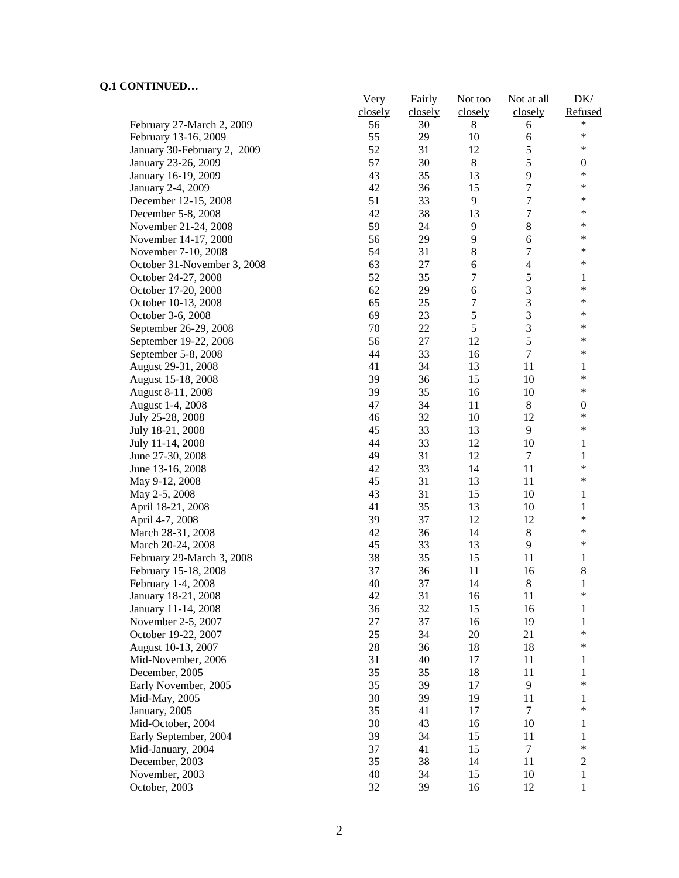**Q.1 CONTINUED…**

| | Very closely | Fairly closely | Not too closely | Not at all closely | DK/ Refused |
|---|---|---|---|---|---|
| February 27-March 2, 2009 | 56 | 30 | 8 | 6 | * |
| February 13-16, 2009 | 55 | 29 | 10 | 6 | * |
| January 30-February 2, 2009 | 52 | 31 | 12 | 5 | * |
| January 23-26, 2009 | 57 | 30 | 8 | 5 | 0 |
| January 16-19, 2009 | 43 | 35 | 13 | 9 | * |
| January 2-4, 2009 | 42 | 36 | 15 | 7 | * |
| December 12-15, 2008 | 51 | 33 | 9 | 7 | * |
| December 5-8, 2008 | 42 | 38 | 13 | 7 | * |
| November 21-24, 2008 | 59 | 24 | 9 | 8 | * |
| November 14-17, 2008 | 56 | 29 | 9 | 6 | * |
| November 7-10, 2008 | 54 | 31 | 8 | 7 | * |
| October 31-November 3, 2008 | 63 | 27 | 6 | 4 | * |
| October 24-27, 2008 | 52 | 35 | 7 | 5 | 1 |
| October 17-20, 2008 | 62 | 29 | 6 | 3 | * |
| October 10-13, 2008 | 65 | 25 | 7 | 3 | * |
| October 3-6, 2008 | 69 | 23 | 5 | 3 | * |
| September 26-29, 2008 | 70 | 22 | 5 | 3 | * |
| September 19-22, 2008 | 56 | 27 | 12 | 5 | * |
| September 5-8, 2008 | 44 | 33 | 16 | 7 | * |
| August 29-31, 2008 | 41 | 34 | 13 | 11 | 1 |
| August 15-18, 2008 | 39 | 36 | 15 | 10 | * |
| August 8-11, 2008 | 39 | 35 | 16 | 10 | * |
| August 1-4, 2008 | 47 | 34 | 11 | 8 | 0 |
| July 25-28, 2008 | 46 | 32 | 10 | 12 | * |
| July 18-21, 2008 | 45 | 33 | 13 | 9 | * |
| July 11-14, 2008 | 44 | 33 | 12 | 10 | 1 |
| June 27-30, 2008 | 49 | 31 | 12 | 7 | 1 |
| June 13-16, 2008 | 42 | 33 | 14 | 11 | * |
| May 9-12, 2008 | 45 | 31 | 13 | 11 | * |
| May 2-5, 2008 | 43 | 31 | 15 | 10 | 1 |
| April 18-21, 2008 | 41 | 35 | 13 | 10 | 1 |
| April 4-7, 2008 | 39 | 37 | 12 | 12 | * |
| March 28-31, 2008 | 42 | 36 | 14 | 8 | * |
| March 20-24, 2008 | 45 | 33 | 13 | 9 | * |
| February 29-March 3, 2008 | 38 | 35 | 15 | 11 | 1 |
| February 15-18, 2008 | 37 | 36 | 11 | 16 | 8 |
| February 1-4, 2008 | 40 | 37 | 14 | 8 | 1 |
| January 18-21, 2008 | 42 | 31 | 16 | 11 | * |
| January 11-14, 2008 | 36 | 32 | 15 | 16 | 1 |
| November 2-5, 2007 | 27 | 37 | 16 | 19 | 1 |
| October 19-22, 2007 | 25 | 34 | 20 | 21 | * |
| August 10-13, 2007 | 28 | 36 | 18 | 18 | * |
| Mid-November, 2006 | 31 | 40 | 17 | 11 | 1 |
| December, 2005 | 35 | 35 | 18 | 11 | 1 |
| Early November, 2005 | 35 | 39 | 17 | 9 | * |
| Mid-May, 2005 | 30 | 39 | 19 | 11 | 1 |
| January, 2005 | 35 | 41 | 17 | 7 | * |
| Mid-October, 2004 | 30 | 43 | 16 | 10 | 1 |
| Early September, 2004 | 39 | 34 | 15 | 11 | 1 |
| Mid-January, 2004 | 37 | 41 | 15 | 7 | * |
| December, 2003 | 35 | 38 | 14 | 11 | 2 |
| November, 2003 | 40 | 34 | 15 | 10 | 1 |
| October, 2003 | 32 | 39 | 16 | 12 | 1 |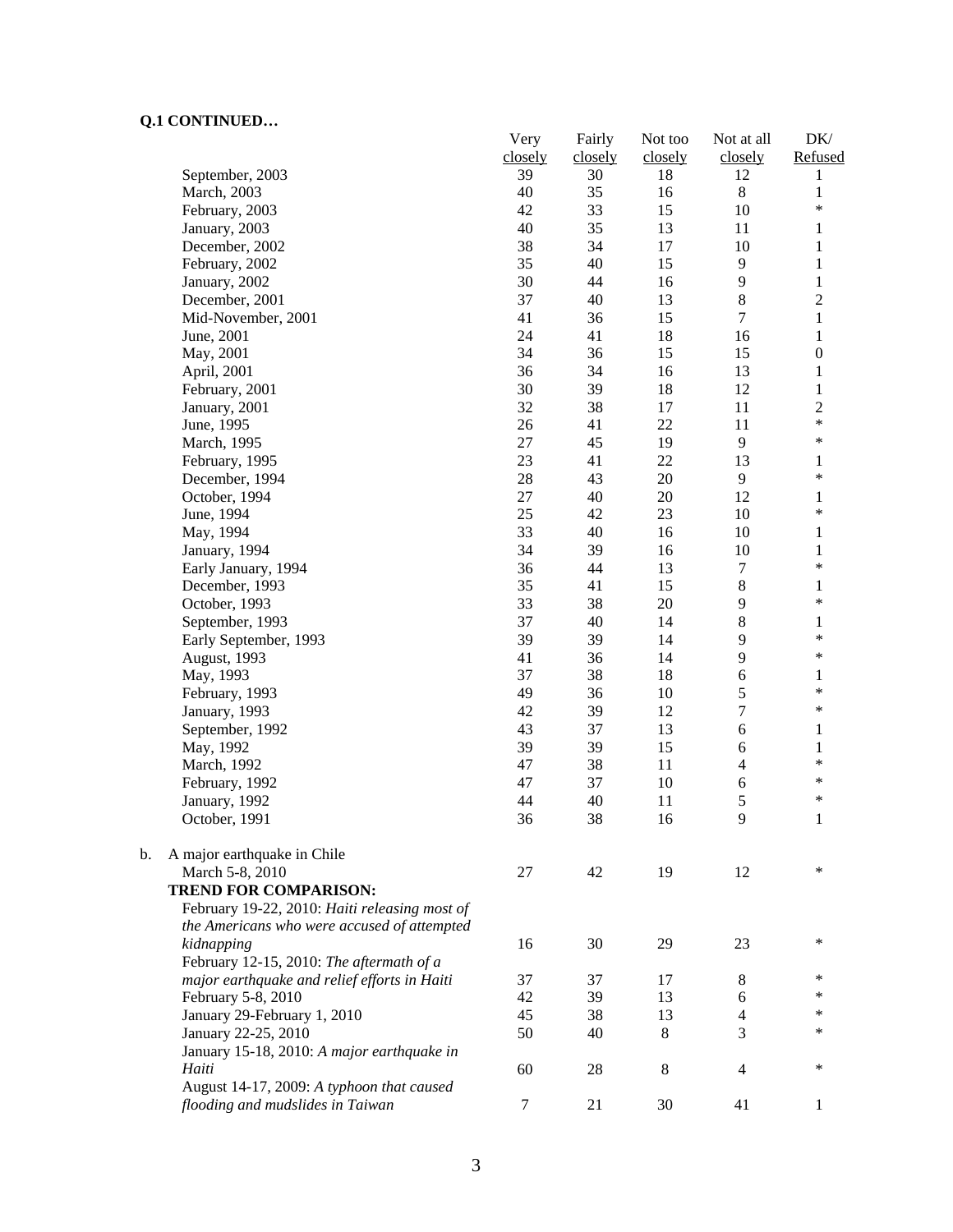**Q.1 CONTINUED…**

| | Very closely | Fairly closely | Not too closely | Not at all closely | DK/ Refused |
|---|---|---|---|---|---|
| September, 2003 | 39 | 30 | 18 | 12 | 1 |
| March, 2003 | 40 | 35 | 16 | 8 | 1 |
| February, 2003 | 42 | 33 | 15 | 10 | * |
| January, 2003 | 40 | 35 | 13 | 11 | 1 |
| December, 2002 | 38 | 34 | 17 | 10 | 1 |
| February, 2002 | 35 | 40 | 15 | 9 | 1 |
| January, 2002 | 30 | 44 | 16 | 9 | 1 |
| December, 2001 | 37 | 40 | 13 | 8 | 2 |
| Mid-November, 2001 | 41 | 36 | 15 | 7 | 1 |
| June, 2001 | 24 | 41 | 18 | 16 | 1 |
| May, 2001 | 34 | 36 | 15 | 15 | 0 |
| April, 2001 | 36 | 34 | 16 | 13 | 1 |
| February, 2001 | 30 | 39 | 18 | 12 | 1 |
| January, 2001 | 32 | 38 | 17 | 11 | 2 |
| June, 1995 | 26 | 41 | 22 | 11 | * |
| March, 1995 | 27 | 45 | 19 | 9 | * |
| February, 1995 | 23 | 41 | 22 | 13 | 1 |
| December, 1994 | 28 | 43 | 20 | 9 | * |
| October, 1994 | 27 | 40 | 20 | 12 | 1 |
| June, 1994 | 25 | 42 | 23 | 10 | * |
| May, 1994 | 33 | 40 | 16 | 10 | 1 |
| January, 1994 | 34 | 39 | 16 | 10 | 1 |
| Early January, 1994 | 36 | 44 | 13 | 7 | * |
| December, 1993 | 35 | 41 | 15 | 8 | 1 |
| October, 1993 | 33 | 38 | 20 | 9 | * |
| September, 1993 | 37 | 40 | 14 | 8 | 1 |
| Early September, 1993 | 39 | 39 | 14 | 9 | * |
| August, 1993 | 41 | 36 | 14 | 9 | * |
| May, 1993 | 37 | 38 | 18 | 6 | 1 |
| February, 1993 | 49 | 36 | 10 | 5 | * |
| January, 1993 | 42 | 39 | 12 | 7 | * |
| September, 1992 | 43 | 37 | 13 | 6 | 1 |
| May, 1992 | 39 | 39 | 15 | 6 | 1 |
| March, 1992 | 47 | 38 | 11 | 4 | * |
| February, 1992 | 47 | 37 | 10 | 6 | * |
| January, 1992 | 44 | 40 | 11 | 5 | * |
| October, 1991 | 36 | 38 | 16 | 9 | 1 |
| b. A major earthquake in Chile | | | | | |
| March 5-8, 2010 | 27 | 42 | 19 | 12 | * |
| **TREND FOR COMPARISON:** | | | | | |
| February 19-22, 2010: *Haiti releasing most of the Americans who were accused of attempted kidnapping* | 16 | 30 | 29 | 23 | * |
| February 12-15, 2010: *The aftermath of a major earthquake and relief efforts in Haiti* | 37 | 37 | 17 | 8 | * |
| February 5-8, 2010 | 42 | 39 | 13 | 6 | * |
| January 29-February 1, 2010 | 45 | 38 | 13 | 4 | * |
| January 22-25, 2010 | 50 | 40 | 8 | 3 | * |
| January 15-18, 2010: *A major earthquake in Haiti* | 60 | 28 | 8 | 4 | * |
| August 14-17, 2009: *A typhoon that caused flooding and mudslides in Taiwan* | 7 | 21 | 30 | 41 | 1 |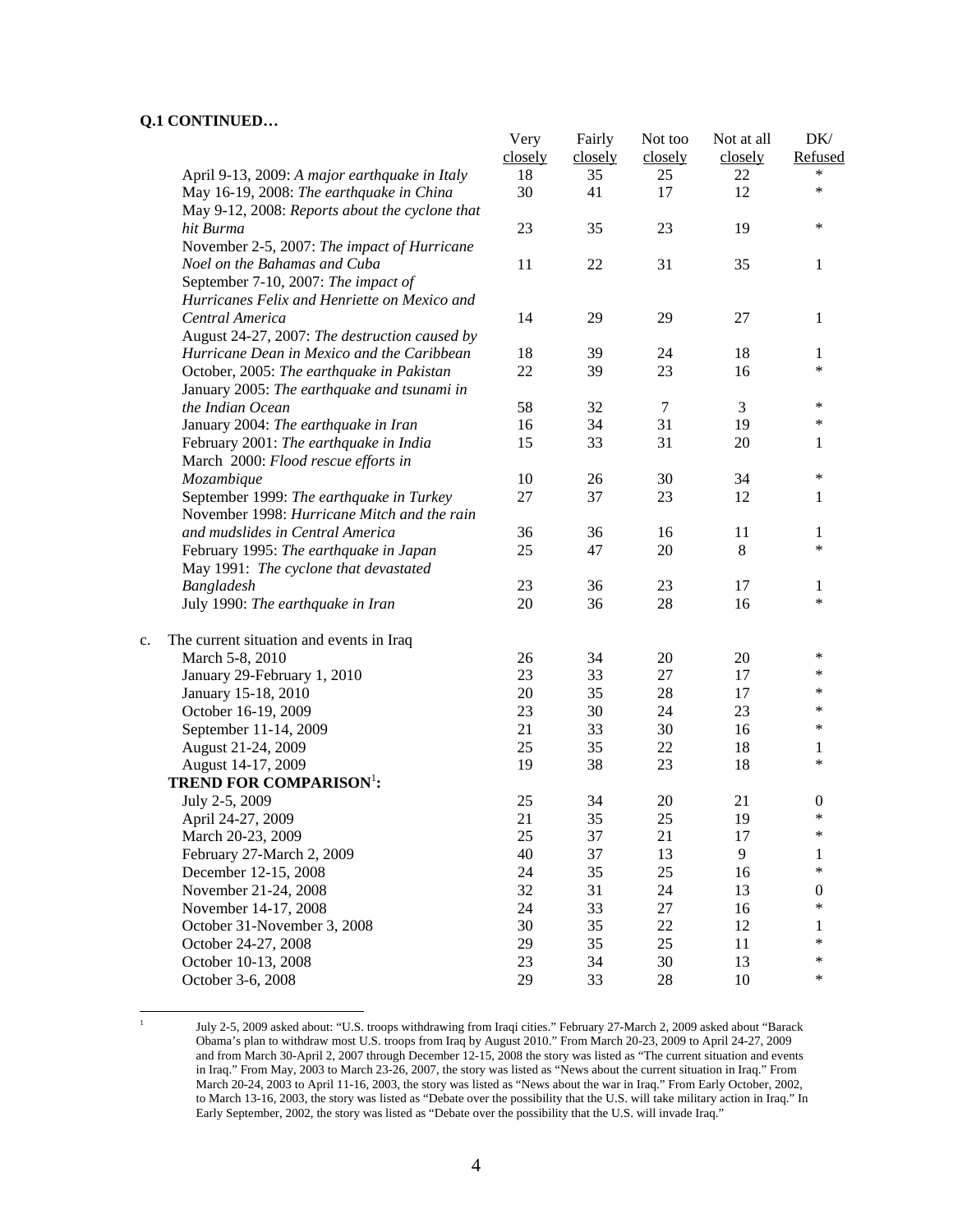**Q.1 CONTINUED…**

| | Very closely | Fairly closely | Not too closely | Not at all closely | DK/ Refused |
|---|---|---|---|---|---|
| April 9-13, 2009: *A major earthquake in Italy* | 18 | 35 | 25 | 22 | * |
| May 16-19, 2008: *The earthquake in China* | 30 | 41 | 17 | 12 | * |
| May 9-12, 2008: *Reports about the cyclone that hit Burma* | 23 | 35 | 23 | 19 | * |
| November 2-5, 2007: *The impact of Hurricane Noel on the Bahamas and Cuba* | 11 | 22 | 31 | 35 | 1 |
| September 7-10, 2007: *The impact of Hurricanes Felix and Henriette on Mexico and Central America* | 14 | 29 | 29 | 27 | 1 |
| August 24-27, 2007: *The destruction caused by Hurricane Dean in Mexico and the Caribbean* | 18 | 39 | 24 | 18 | 1 |
| October, 2005: *The earthquake in Pakistan* | 22 | 39 | 23 | 16 | * |
| January 2005: *The earthquake and tsunami in the Indian Ocean* | 58 | 32 | 7 | 3 | * |
| January 2004: *The earthquake in Iran* | 16 | 34 | 31 | 19 | * |
| February 2001: *The earthquake in India* | 15 | 33 | 31 | 20 | 1 |
| March 2000: *Flood rescue efforts in Mozambique* | 10 | 26 | 30 | 34 | * |
| September 1999: *The earthquake in Turkey* | 27 | 37 | 23 | 12 | 1 |
| November 1998: *Hurricane Mitch and the rain and mudslides in Central America* | 36 | 36 | 16 | 11 | 1 |
| February 1995: *The earthquake in Japan* | 25 | 47 | 20 | 8 | * |
| May 1991: *The cyclone that devastated Bangladesh* | 23 | 36 | 23 | 17 | 1 |
| July 1990: *The earthquake in Iran* | 20 | 36 | 28 | 16 | * |
| c. The current situation and events in Iraq | | | | | |
| March 5-8, 2010 | 26 | 34 | 20 | 20 | * |
| January 29-February 1, 2010 | 23 | 33 | 27 | 17 | * |
| January 15-18, 2010 | 20 | 35 | 28 | 17 | * |
| October 16-19, 2009 | 23 | 30 | 24 | 23 | * |
| September 11-14, 2009 | 21 | 33 | 30 | 16 | * |
| August 21-24, 2009 | 25 | 35 | 22 | 18 | 1 |
| August 14-17, 2009 | 19 | 38 | 23 | 18 | * |
| **TREND FOR COMPARISON**[1]**:** | | | | | |
| July 2-5, 2009 | 25 | 34 | 20 | 21 | 0 |
| April 24-27, 2009 | 21 | 35 | 25 | 19 | * |
| March 20-23, 2009 | 25 | 37 | 21 | 17 | * |
| February 27-March 2, 2009 | 40 | 37 | 13 | 9 | 1 |
| December 12-15, 2008 | 24 | 35 | 25 | 16 | * |
| November 21-24, 2008 | 32 | 31 | 24 | 13 | 0 |
| November 14-17, 2008 | 24 | 33 | 27 | 16 | * |
| October 31-November 3, 2008 | 30 | 35 | 22 | 12 | 1 |
| October 24-27, 2008 | 29 | 35 | 25 | 11 | * |
| October 10-13, 2008 | 23 | 34 | 30 | 13 | * |
| October 3-6, 2008 | 29 | 33 | 28 | 10 | * |

[1] July 2-5, 2009 asked about: "U.S. troops withdrawing from Iraqi cities." February 27-March 2, 2009 asked about "Barack Obama's plan to withdraw most U.S. troops from Iraq by August 2010." From March 20-23, 2009 to April 24-27, 2009 and from March 30-April 2, 2007 through December 12-15, 2008 the story was listed as "The current situation and events in Iraq." From May, 2003 to March 23-26, 2007, the story was listed as "News about the current situation in Iraq." From March 20-24, 2003 to April 11-16, 2003, the story was listed as "News about the war in Iraq." From Early October, 2002, to March 13-16, 2003, the story was listed as "Debate over the possibility that the U.S. will take military action in Iraq." In Early September, 2002, the story was listed as "Debate over the possibility that the U.S. will invade Iraq."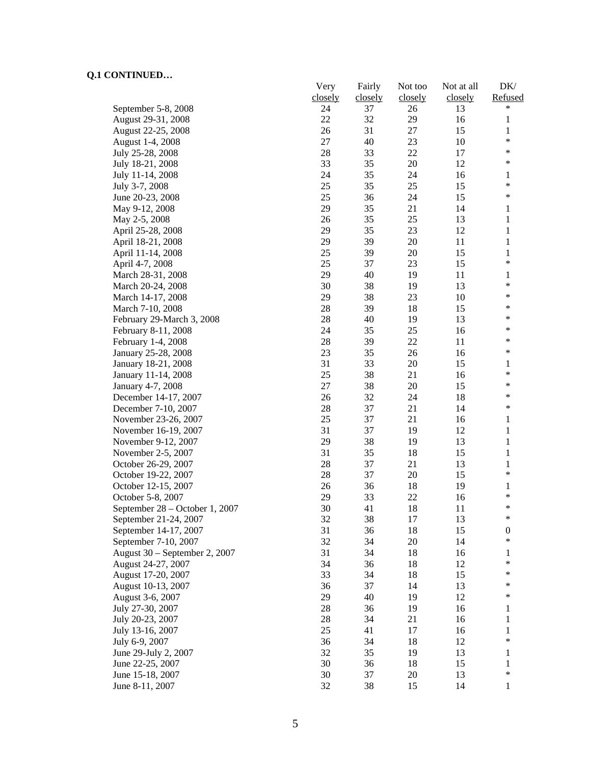**Q.1 CONTINUED…**

| | Very closely | Fairly closely | Not too closely | Not at all closely | DK/ Refused |
|---|---|---|---|---|---|
| September 5-8, 2008 | 24 | 37 | 26 | 13 | * |
| August 29-31, 2008 | 22 | 32 | 29 | 16 | 1 |
| August 22-25, 2008 | 26 | 31 | 27 | 15 | 1 |
| August 1-4, 2008 | 27 | 40 | 23 | 10 | * |
| July 25-28, 2008 | 28 | 33 | 22 | 17 | * |
| July 18-21, 2008 | 33 | 35 | 20 | 12 | * |
| July 11-14, 2008 | 24 | 35 | 24 | 16 | 1 |
| July 3-7, 2008 | 25 | 35 | 25 | 15 | * |
| June 20-23, 2008 | 25 | 36 | 24 | 15 | * |
| May 9-12, 2008 | 29 | 35 | 21 | 14 | 1 |
| May 2-5, 2008 | 26 | 35 | 25 | 13 | 1 |
| April 25-28, 2008 | 29 | 35 | 23 | 12 | 1 |
| April 18-21, 2008 | 29 | 39 | 20 | 11 | 1 |
| April 11-14, 2008 | 25 | 39 | 20 | 15 | 1 |
| April 4-7, 2008 | 25 | 37 | 23 | 15 | * |
| March 28-31, 2008 | 29 | 40 | 19 | 11 | 1 |
| March 20-24, 2008 | 30 | 38 | 19 | 13 | * |
| March 14-17, 2008 | 29 | 38 | 23 | 10 | * |
| March 7-10, 2008 | 28 | 39 | 18 | 15 | * |
| February 29-March 3, 2008 | 28 | 40 | 19 | 13 | * |
| February 8-11, 2008 | 24 | 35 | 25 | 16 | * |
| February 1-4, 2008 | 28 | 39 | 22 | 11 | * |
| January 25-28, 2008 | 23 | 35 | 26 | 16 | * |
| January 18-21, 2008 | 31 | 33 | 20 | 15 | 1 |
| January 11-14, 2008 | 25 | 38 | 21 | 16 | * |
| January 4-7, 2008 | 27 | 38 | 20 | 15 | * |
| December 14-17, 2007 | 26 | 32 | 24 | 18 | * |
| December 7-10, 2007 | 28 | 37 | 21 | 14 | * |
| November 23-26, 2007 | 25 | 37 | 21 | 16 | 1 |
| November 16-19, 2007 | 31 | 37 | 19 | 12 | 1 |
| November 9-12, 2007 | 29 | 38 | 19 | 13 | 1 |
| November 2-5, 2007 | 31 | 35 | 18 | 15 | 1 |
| October 26-29, 2007 | 28 | 37 | 21 | 13 | 1 |
| October 19-22, 2007 | 28 | 37 | 20 | 15 | * |
| October 12-15, 2007 | 26 | 36 | 18 | 19 | 1 |
| October 5-8, 2007 | 29 | 33 | 22 | 16 | * |
| September 28 – October 1, 2007 | 30 | 41 | 18 | 11 | * |
| September 21-24, 2007 | 32 | 38 | 17 | 13 | * |
| September 14-17, 2007 | 31 | 36 | 18 | 15 | 0 |
| September 7-10, 2007 | 32 | 34 | 20 | 14 | * |
| August 30 – September 2, 2007 | 31 | 34 | 18 | 16 | 1 |
| August 24-27, 2007 | 34 | 36 | 18 | 12 | * |
| August 17-20, 2007 | 33 | 34 | 18 | 15 | * |
| August 10-13, 2007 | 36 | 37 | 14 | 13 | * |
| August 3-6, 2007 | 29 | 40 | 19 | 12 | * |
| July 27-30, 2007 | 28 | 36 | 19 | 16 | 1 |
| July 20-23, 2007 | 28 | 34 | 21 | 16 | 1 |
| July 13-16, 2007 | 25 | 41 | 17 | 16 | 1 |
| July 6-9, 2007 | 36 | 34 | 18 | 12 | * |
| June 29-July 2, 2007 | 32 | 35 | 19 | 13 | 1 |
| June 22-25, 2007 | 30 | 36 | 18 | 15 | 1 |
| June 15-18, 2007 | 30 | 37 | 20 | 13 | * |
| June 8-11, 2007 | 32 | 38 | 15 | 14 | 1 |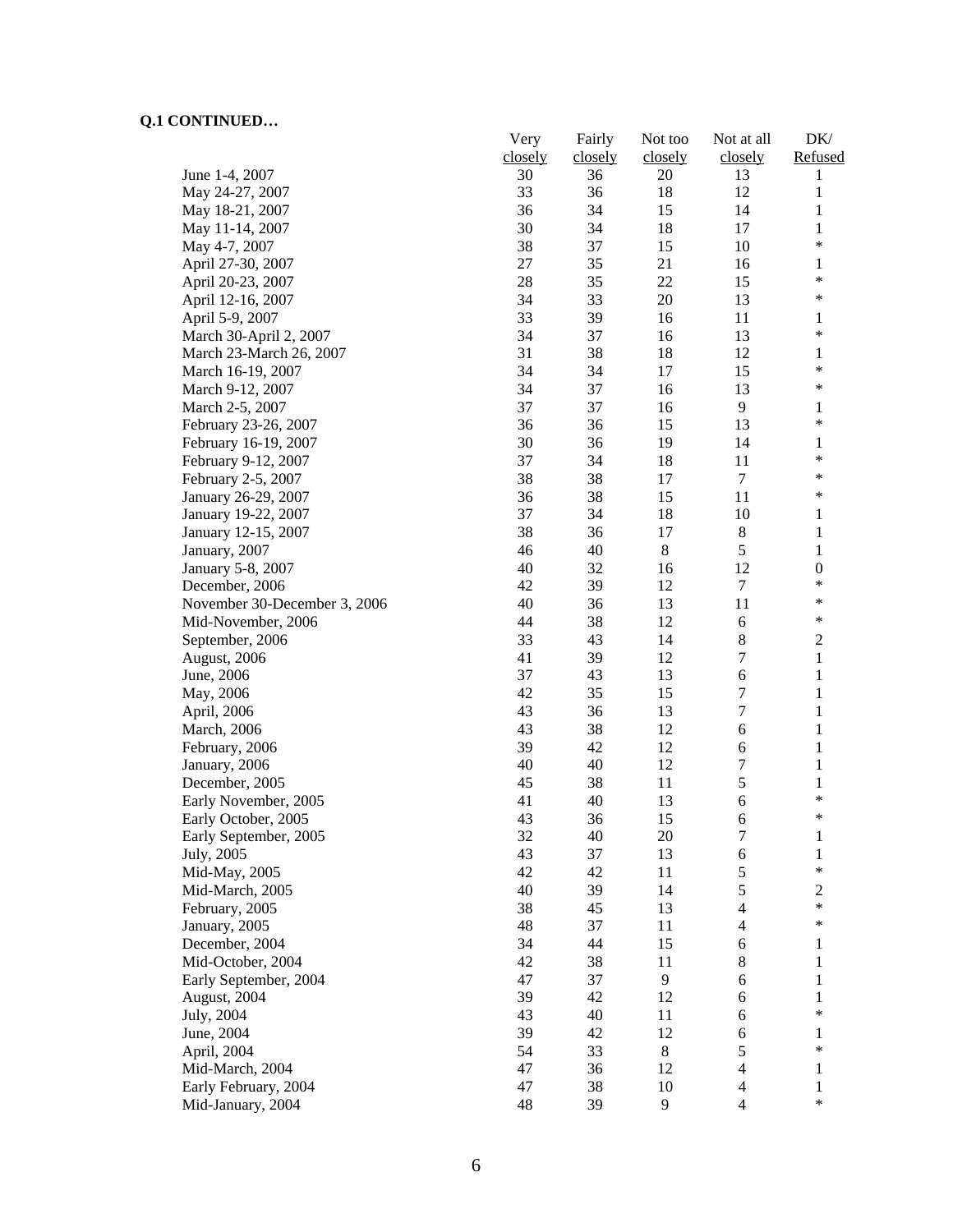**Q.1 CONTINUED…**

| | Very closely | Fairly closely | Not too closely | Not at all closely | DK/ Refused |
|---|---|---|---|---|---|
| June 1-4, 2007 | 30 | 36 | 20 | 13 | 1 |
| May 24-27, 2007 | 33 | 36 | 18 | 12 | 1 |
| May 18-21, 2007 | 36 | 34 | 15 | 14 | 1 |
| May 11-14, 2007 | 30 | 34 | 18 | 17 | 1 |
| May 4-7, 2007 | 38 | 37 | 15 | 10 | * |
| April 27-30, 2007 | 27 | 35 | 21 | 16 | 1 |
| April 20-23, 2007 | 28 | 35 | 22 | 15 | * |
| April 12-16, 2007 | 34 | 33 | 20 | 13 | * |
| April 5-9, 2007 | 33 | 39 | 16 | 11 | 1 |
| March 30-April 2, 2007 | 34 | 37 | 16 | 13 | * |
| March 23-March 26, 2007 | 31 | 38 | 18 | 12 | 1 |
| March 16-19, 2007 | 34 | 34 | 17 | 15 | * |
| March 9-12, 2007 | 34 | 37 | 16 | 13 | * |
| March 2-5, 2007 | 37 | 37 | 16 | 9 | 1 |
| February 23-26, 2007 | 36 | 36 | 15 | 13 | * |
| February 16-19, 2007 | 30 | 36 | 19 | 14 | 1 |
| February 9-12, 2007 | 37 | 34 | 18 | 11 | * |
| February 2-5, 2007 | 38 | 38 | 17 | 7 | * |
| January 26-29, 2007 | 36 | 38 | 15 | 11 | * |
| January 19-22, 2007 | 37 | 34 | 18 | 10 | 1 |
| January 12-15, 2007 | 38 | 36 | 17 | 8 | 1 |
| January, 2007 | 46 | 40 | 8 | 5 | 1 |
| January 5-8, 2007 | 40 | 32 | 16 | 12 | 0 |
| December, 2006 | 42 | 39 | 12 | 7 | * |
| November 30-December 3, 2006 | 40 | 36 | 13 | 11 | * |
| Mid-November, 2006 | 44 | 38 | 12 | 6 | * |
| September, 2006 | 33 | 43 | 14 | 8 | 2 |
| August, 2006 | 41 | 39 | 12 | 7 | 1 |
| June, 2006 | 37 | 43 | 13 | 6 | 1 |
| May, 2006 | 42 | 35 | 15 | 7 | 1 |
| April, 2006 | 43 | 36 | 13 | 7 | 1 |
| March, 2006 | 43 | 38 | 12 | 6 | 1 |
| February, 2006 | 39 | 42 | 12 | 6 | 1 |
| January, 2006 | 40 | 40 | 12 | 7 | 1 |
| December, 2005 | 45 | 38 | 11 | 5 | 1 |
| Early November, 2005 | 41 | 40 | 13 | 6 | * |
| Early October, 2005 | 43 | 36 | 15 | 6 | * |
| Early September, 2005 | 32 | 40 | 20 | 7 | 1 |
| July, 2005 | 43 | 37 | 13 | 6 | 1 |
| Mid-May, 2005 | 42 | 42 | 11 | 5 | * |
| Mid-March, 2005 | 40 | 39 | 14 | 5 | 2 |
| February, 2005 | 38 | 45 | 13 | 4 | * |
| January, 2005 | 48 | 37 | 11 | 4 | * |
| December, 2004 | 34 | 44 | 15 | 6 | 1 |
| Mid-October, 2004 | 42 | 38 | 11 | 8 | 1 |
| Early September, 2004 | 47 | 37 | 9 | 6 | 1 |
| August, 2004 | 39 | 42 | 12 | 6 | 1 |
| July, 2004 | 43 | 40 | 11 | 6 | * |
| June, 2004 | 39 | 42 | 12 | 6 | 1 |
| April, 2004 | 54 | 33 | 8 | 5 | * |
| Mid-March, 2004 | 47 | 36 | 12 | 4 | 1 |
| Early February, 2004 | 47 | 38 | 10 | 4 | 1 |
| Mid-January, 2004 | 48 | 39 | 9 | 4 | * |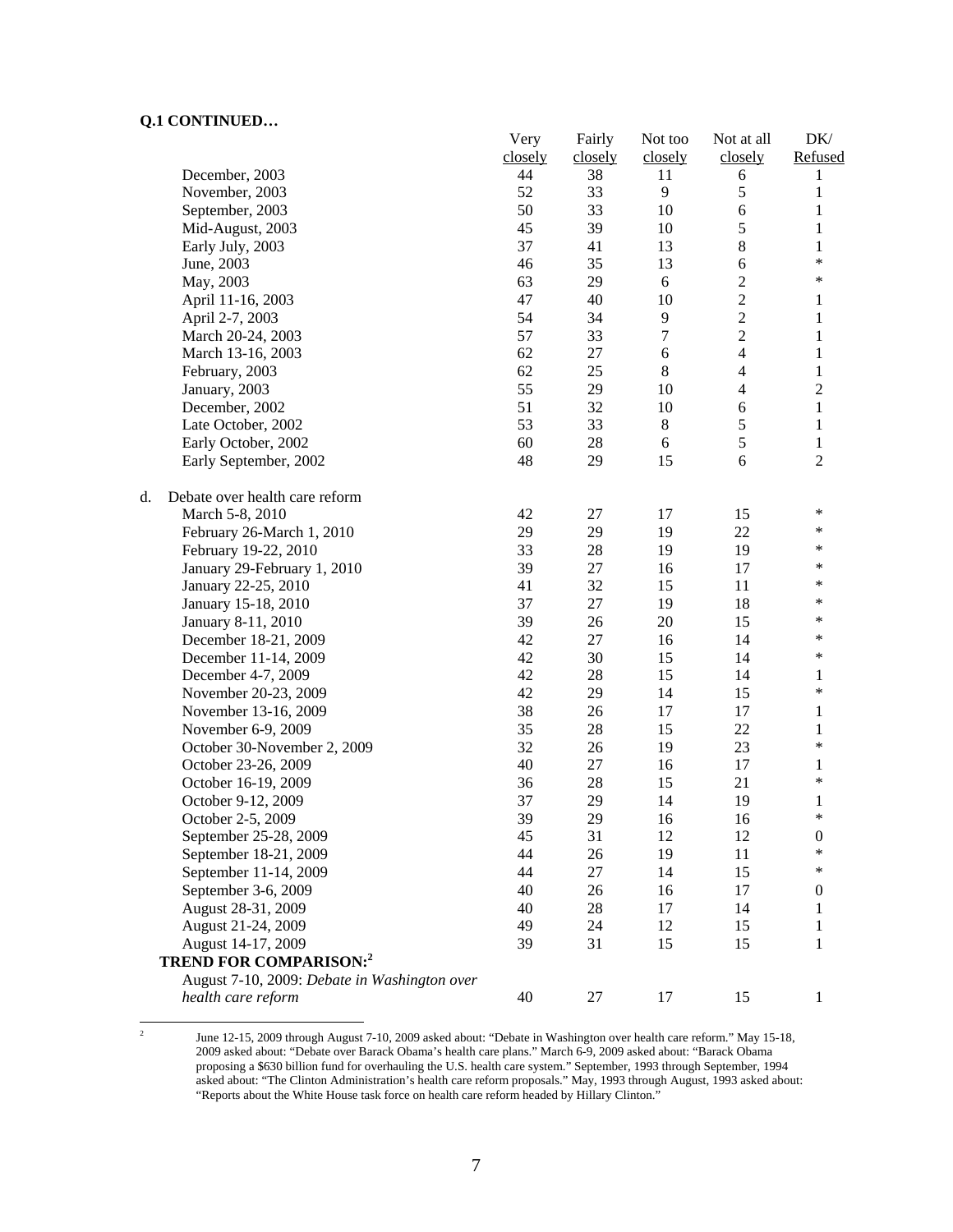**Q.1 CONTINUED…**

| | Very closely | Fairly closely | Not too closely | Not at all closely | DK/ Refused |
|---|---|---|---|---|---|
| December, 2003 | 44 | 38 | 11 | 6 | 1 |
| November, 2003 | 52 | 33 | 9 | 5 | 1 |
| September, 2003 | 50 | 33 | 10 | 6 | 1 |
| Mid-August, 2003 | 45 | 39 | 10 | 5 | 1 |
| Early July, 2003 | 37 | 41 | 13 | 8 | 1 |
| June, 2003 | 46 | 35 | 13 | 6 | * |
| May, 2003 | 63 | 29 | 6 | 2 | * |
| April 11-16, 2003 | 47 | 40 | 10 | 2 | 1 |
| April 2-7, 2003 | 54 | 34 | 9 | 2 | 1 |
| March 20-24, 2003 | 57 | 33 | 7 | 2 | 1 |
| March 13-16, 2003 | 62 | 27 | 6 | 4 | 1 |
| February, 2003 | 62 | 25 | 8 | 4 | 1 |
| January, 2003 | 55 | 29 | 10 | 4 | 2 |
| December, 2002 | 51 | 32 | 10 | 6 | 1 |
| Late October, 2002 | 53 | 33 | 8 | 5 | 1 |
| Early October, 2002 | 60 | 28 | 6 | 5 | 1 |
| Early September, 2002 | 48 | 29 | 15 | 6 | 2 |
| | | | | | |
| d. Debate over health care reform | | | | | |
| March 5-8, 2010 | 42 | 27 | 17 | 15 | * |
| February 26-March 1, 2010 | 29 | 29 | 19 | 22 | * |
| February 19-22, 2010 | 33 | 28 | 19 | 19 | * |
| January 29-February 1, 2010 | 39 | 27 | 16 | 17 | * |
| January 22-25, 2010 | 41 | 32 | 15 | 11 | * |
| January 15-18, 2010 | 37 | 27 | 19 | 18 | * |
| January 8-11, 2010 | 39 | 26 | 20 | 15 | * |
| December 18-21, 2009 | 42 | 27 | 16 | 14 | * |
| December 11-14, 2009 | 42 | 30 | 15 | 14 | * |
| December 4-7, 2009 | 42 | 28 | 15 | 14 | 1 |
| November 20-23, 2009 | 42 | 29 | 14 | 15 | * |
| November 13-16, 2009 | 38 | 26 | 17 | 17 | 1 |
| November 6-9, 2009 | 35 | 28 | 15 | 22 | 1 |
| October 30-November 2, 2009 | 32 | 26 | 19 | 23 | * |
| October 23-26, 2009 | 40 | 27 | 16 | 17 | 1 |
| October 16-19, 2009 | 36 | 28 | 15 | 21 | * |
| October 9-12, 2009 | 37 | 29 | 14 | 19 | 1 |
| October 2-5, 2009 | 39 | 29 | 16 | 16 | * |
| September 25-28, 2009 | 45 | 31 | 12 | 12 | 0 |
| September 18-21, 2009 | 44 | 26 | 19 | 11 | * |
| September 11-14, 2009 | 44 | 27 | 14 | 15 | * |
| September 3-6, 2009 | 40 | 26 | 16 | 17 | 0 |
| August 28-31, 2009 | 40 | 28 | 17 | 14 | 1 |
| August 21-24, 2009 | 49 | 24 | 12 | 15 | 1 |
| August 14-17, 2009 | 39 | 31 | 15 | 15 | 1 |
| **TREND FOR COMPARISON:**[2] | | | | | |
| August 7-10, 2009: *Debate in Washington over health care reform* | 40 | 27 | 17 | 15 | 1 |

[2] June 12-15, 2009 through August 7-10, 2009 asked about: "Debate in Washington over health care reform." May 15-18, 2009 asked about: "Debate over Barack Obama's health care plans." March 6-9, 2009 asked about: "Barack Obama proposing a $630 billion fund for overhauling the U.S. health care system." September, 1993 through September, 1994 asked about: "The Clinton Administration's health care reform proposals." May, 1993 through August, 1993 asked about: "Reports about the White House task force on health care reform headed by Hillary Clinton."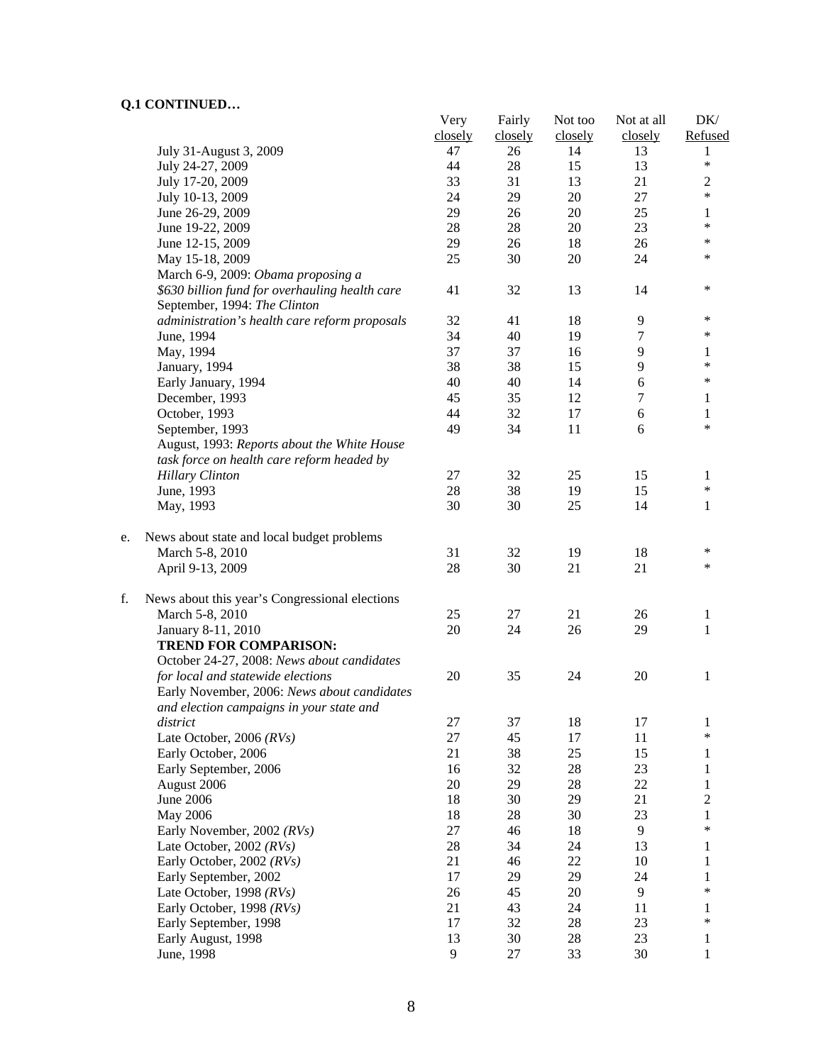**Q.1 CONTINUED…**

| | Very closely | Fairly closely | Not too closely | Not at all closely | DK/ Refused |
|---|---|---|---|---|---|
| July 31-August 3, 2009 | 47 | 26 | 14 | 13 | 1 |
| July 24-27, 2009 | 44 | 28 | 15 | 13 | * |
| July 17-20, 2009 | 33 | 31 | 13 | 21 | 2 |
| July 10-13, 2009 | 24 | 29 | 20 | 27 | * |
| June 26-29, 2009 | 29 | 26 | 20 | 25 | 1 |
| June 19-22, 2009 | 28 | 28 | 20 | 23 | * |
| June 12-15, 2009 | 29 | 26 | 18 | 26 | * |
| May 15-18, 2009 | 25 | 30 | 20 | 24 | * |
| March 6-9, 2009: *Obama proposing a $630 billion fund for overhauling health care* | 41 | 32 | 13 | 14 | * |
| September, 1994: *The Clinton administration's health care reform proposals* | 32 | 41 | 18 | 9 | * |
| June, 1994 | 34 | 40 | 19 | 7 | * |
| May, 1994 | 37 | 37 | 16 | 9 | 1 |
| January, 1994 | 38 | 38 | 15 | 9 | * |
| Early January, 1994 | 40 | 40 | 14 | 6 | * |
| December, 1993 | 45 | 35 | 12 | 7 | 1 |
| October, 1993 | 44 | 32 | 17 | 6 | 1 |
| September, 1993 | 49 | 34 | 11 | 6 | * |
| August, 1993: *Reports about the White House task force on health care reform headed by Hillary Clinton* | 27 | 32 | 25 | 15 | 1 |
| June, 1993 | 28 | 38 | 19 | 15 | * |
| May, 1993 | 30 | 30 | 25 | 14 | 1 |
| **e. News about state and local budget problems** | | | | | |
| March 5-8, 2010 | 31 | 32 | 19 | 18 | * |
| April 9-13, 2009 | 28 | 30 | 21 | 21 | * |
| **f. News about this year's Congressional elections** | | | | | |
| March 5-8, 2010 | 25 | 27 | 21 | 26 | 1 |
| January 8-11, 2010 | 20 | 24 | 26 | 29 | 1 |
| **TREND FOR COMPARISON:** | | | | | |
| October 24-27, 2008: *News about candidates for local and statewide elections* | 20 | 35 | 24 | 20 | 1 |
| Early November, 2006: *News about candidates and election campaigns in your state and district* | 27 | 37 | 18 | 17 | 1 |
| Late October, 2006 *(RVs)* | 27 | 45 | 17 | 11 | * |
| Early October, 2006 | 21 | 38 | 25 | 15 | 1 |
| Early September, 2006 | 16 | 32 | 28 | 23 | 1 |
| August 2006 | 20 | 29 | 28 | 22 | 1 |
| June 2006 | 18 | 30 | 29 | 21 | 2 |
| May 2006 | 18 | 28 | 30 | 23 | 1 |
| Early November, 2002 *(RVs)* | 27 | 46 | 18 | 9 | * |
| Late October, 2002 *(RVs)* | 28 | 34 | 24 | 13 | 1 |
| Early October, 2002 *(RVs)* | 21 | 46 | 22 | 10 | 1 |
| Early September, 2002 | 17 | 29 | 29 | 24 | 1 |
| Late October, 1998 *(RVs)* | 26 | 45 | 20 | 9 | * |
| Early October, 1998 *(RVs)* | 21 | 43 | 24 | 11 | 1 |
| Early September, 1998 | 17 | 32 | 28 | 23 | * |
| Early August, 1998 | 13 | 30 | 28 | 23 | 1 |
| June, 1998 | 9 | 27 | 33 | 30 | 1 |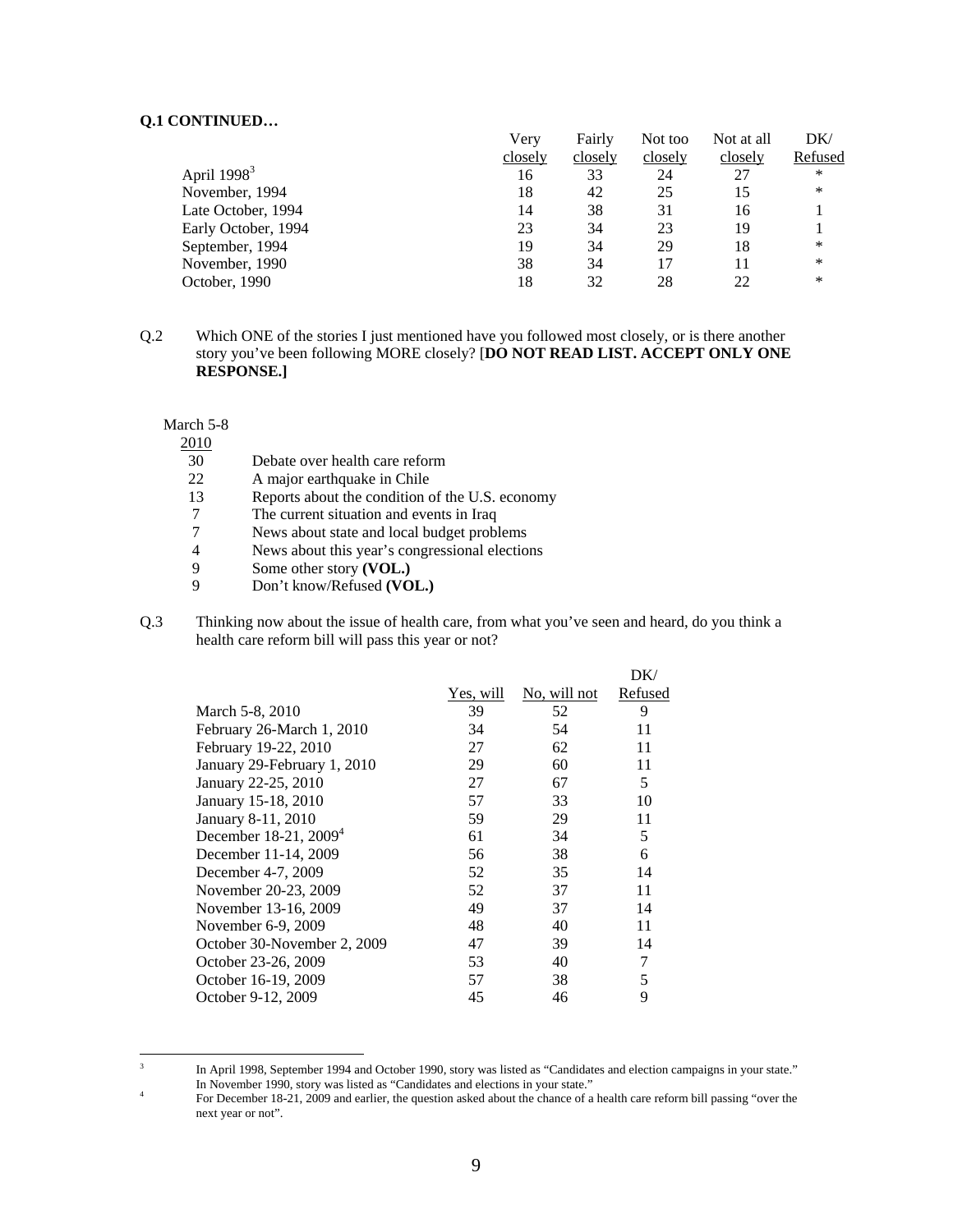**Q.1 CONTINUED…**

| | Very closely | Fairly closely | Not too closely | Not at all closely | DK/ Refused |
|---|---|---|---|---|---|
| April 1998[3] | 16 | 33 | 24 | 27 | * |
| November, 1994 | 18 | 42 | 25 | 15 | * |
| Late October, 1994 | 14 | 38 | 31 | 16 | 1 |
| Early October, 1994 | 23 | 34 | 23 | 19 | 1 |
| September, 1994 | 19 | 34 | 29 | 18 | * |
| November, 1990 | 38 | 34 | 17 | 11 | * |
| October, 1990 | 18 | 32 | 28 | 22 | * |

Q.2 Which ONE of the stories I just mentioned have you followed most closely, or is there another story you've been following MORE closely? [**DO NOT READ LIST. ACCEPT ONLY ONE RESPONSE.]**

| March 5-8 2010 | |
|---|---|
| 30 | Debate over health care reform |
| 22 | A major earthquake in Chile |
| 13 | Reports about the condition of the U.S. economy |
| 7 | The current situation and events in Iraq |
| 7 | News about state and local budget problems |
| 4 | News about this year's congressional elections |
| 9 | Some other story **(VOL.)** |
| 9 | Don't know/Refused **(VOL.)** |

Q.3 Thinking now about the issue of health care, from what you've seen and heard, do you think a health care reform bill will pass this year or not?

| | Yes, will | No, will not | DK/ Refused |
|---|---|---|---|
| March 5-8, 2010 | 39 | 52 | 9 |
| February 26-March 1, 2010 | 34 | 54 | 11 |
| February 19-22, 2010 | 27 | 62 | 11 |
| January 29-February 1, 2010 | 29 | 60 | 11 |
| January 22-25, 2010 | 27 | 67 | 5 |
| January 15-18, 2010 | 57 | 33 | 10 |
| January 8-11, 2010 | 59 | 29 | 11 |
| December 18-21, 2009[4] | 61 | 34 | 5 |
| December 11-14, 2009 | 56 | 38 | 6 |
| December 4-7, 2009 | 52 | 35 | 14 |
| November 20-23, 2009 | 52 | 37 | 11 |
| November 13-16, 2009 | 49 | 37 | 14 |
| November 6-9, 2009 | 48 | 40 | 11 |
| October 30-November 2, 2009 | 47 | 39 | 14 |
| October 23-26, 2009 | 53 | 40 | 7 |
| October 16-19, 2009 | 57 | 38 | 5 |
| October 9-12, 2009 | 45 | 46 | 9 |

[3] In April 1998, September 1994 and October 1990, story was listed as "Candidates and election campaigns in your state." In November 1990, story was listed as "Candidates and elections in your state."

[4] For December 18-21, 2009 and earlier, the question asked about the chance of a health care reform bill passing "over the next year or not".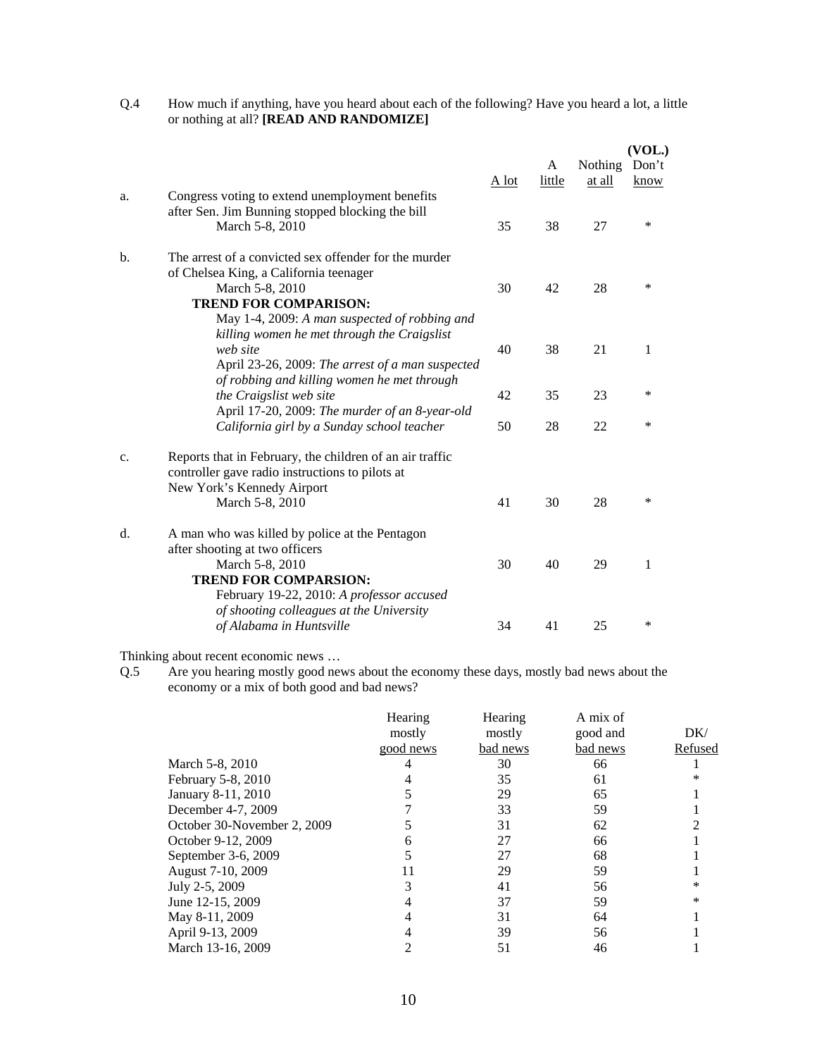Q.4 How much if anything, have you heard about each of the following? Have you heard a lot, a little or nothing at all? **[READ AND RANDOMIZE]**

| | | A lot | A little | Nothing at all | (VOL.) Don't know |
|---|---|---|---|---|---|
| a. | Congress voting to extend unemployment benefits after Sen. Jim Bunning stopped blocking the bill | | | | |
| | March 5-8, 2010 | 35 | 38 | 27 | * |
| b. | The arrest of a convicted sex offender for the murder of Chelsea King, a California teenager | | | | |
| | March 5-8, 2010 | 30 | 42 | 28 | * |
| | **TREND FOR COMPARISON:** | | | | |
| | May 1-4, 2009: *A man suspected of robbing and killing women he met through the Craigslist web site* | 40 | 38 | 21 | 1 |
| | April 23-26, 2009: *The arrest of a man suspected of robbing and killing women he met through the Craigslist web site* | 42 | 35 | 23 | * |
| | April 17-20, 2009: *The murder of an 8-year-old California girl by a Sunday school teacher* | 50 | 28 | 22 | * |
| c. | Reports that in February, the children of an air traffic controller gave radio instructions to pilots at New York's Kennedy Airport | | | | |
| | March 5-8, 2010 | 41 | 30 | 28 | * |
| d. | A man who was killed by police at the Pentagon after shooting at two officers | | | | |
| | March 5-8, 2010 | 30 | 40 | 29 | 1 |
| | **TREND FOR COMPARSION:** | | | | |
| | February 19-22, 2010: *A professor accused of shooting colleagues at the University of Alabama in Huntsville* | 34 | 41 | 25 | * |

Thinking about recent economic news …

Q.5 Are you hearing mostly good news about the economy these days, mostly bad news about the economy or a mix of both good and bad news?

| | Hearing mostly good news | Hearing mostly bad news | A mix of good and bad news | DK/ Refused |
|---|---|---|---|---|
| March 5-8, 2010 | 4 | 30 | 66 | 1 |
| February 5-8, 2010 | 4 | 35 | 61 | * |
| January 8-11, 2010 | 5 | 29 | 65 | 1 |
| December 4-7, 2009 | 7 | 33 | 59 | 1 |
| October 30-November 2, 2009 | 5 | 31 | 62 | 2 |
| October 9-12, 2009 | 6 | 27 | 66 | 1 |
| September 3-6, 2009 | 5 | 27 | 68 | 1 |
| August 7-10, 2009 | 11 | 29 | 59 | 1 |
| July 2-5, 2009 | 3 | 41 | 56 | * |
| June 12-15, 2009 | 4 | 37 | 59 | * |
| May 8-11, 2009 | 4 | 31 | 64 | 1 |
| April 9-13, 2009 | 4 | 39 | 56 | 1 |
| March 13-16, 2009 | 2 | 51 | 46 | 1 |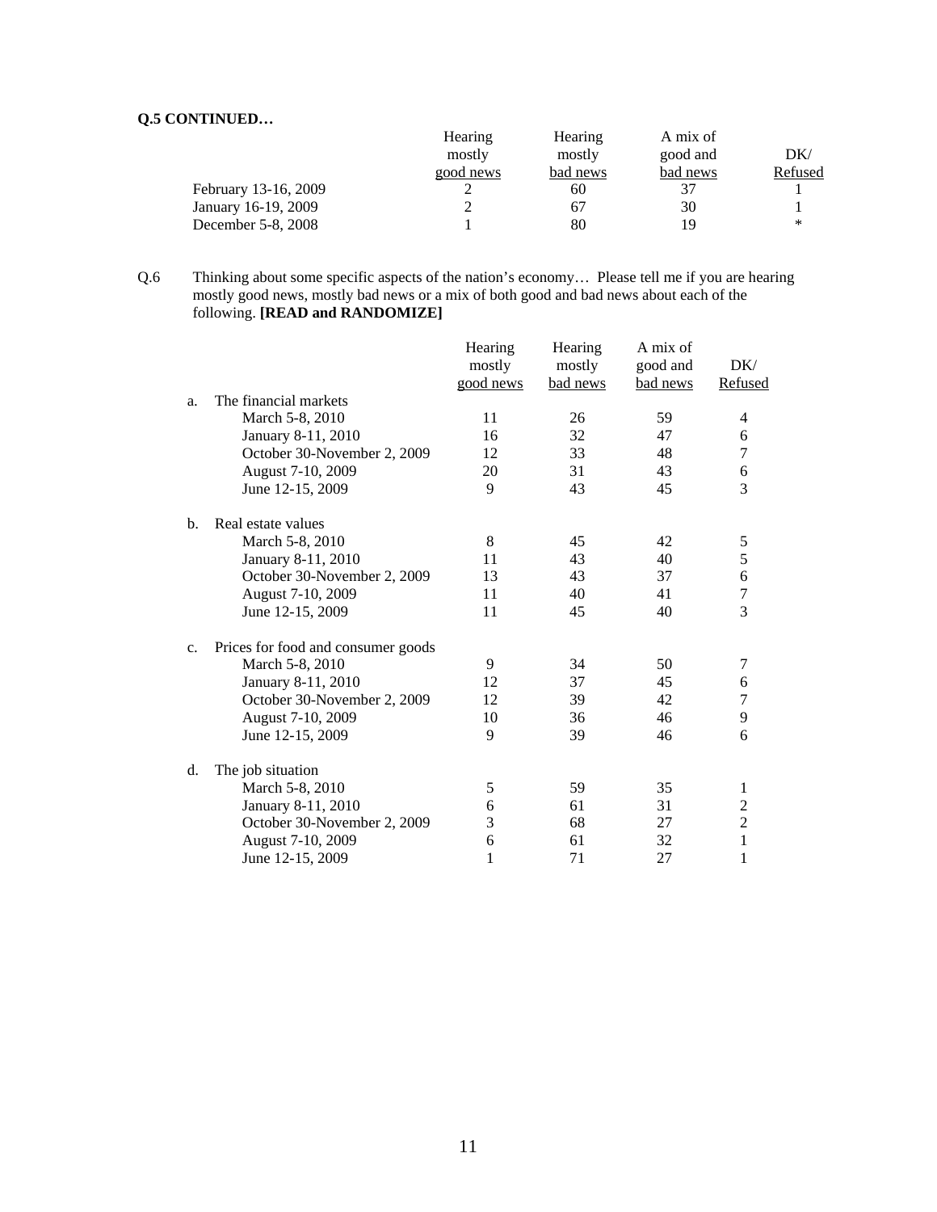**Q.5 CONTINUED…**

| | Hearing mostly good news | Hearing mostly bad news | A mix of good and bad news | DK/ Refused |
|---|---|---|---|---|
| February 13-16, 2009 | 2 | 60 | 37 | 1 |
| January 16-19, 2009 | 2 | 67 | 30 | 1 |
| December 5-8, 2008 | 1 | 80 | 19 | * |

Q.6 Thinking about some specific aspects of the nation's economy… Please tell me if you are hearing mostly good news, mostly bad news or a mix of both good and bad news about each of the following. **[READ and RANDOMIZE]**

| | Hearing mostly good news | Hearing mostly bad news | A mix of good and bad news | DK/ Refused |
|---|---|---|---|---|
| a. The financial markets | | | | |
| March 5-8, 2010 | 11 | 26 | 59 | 4 |
| January 8-11, 2010 | 16 | 32 | 47 | 6 |
| October 30-November 2, 2009 | 12 | 33 | 48 | 7 |
| August 7-10, 2009 | 20 | 31 | 43 | 6 |
| June 12-15, 2009 | 9 | 43 | 45 | 3 |
| b. Real estate values | | | | |
| March 5-8, 2010 | 8 | 45 | 42 | 5 |
| January 8-11, 2010 | 11 | 43 | 40 | 5 |
| October 30-November 2, 2009 | 13 | 43 | 37 | 6 |
| August 7-10, 2009 | 11 | 40 | 41 | 7 |
| June 12-15, 2009 | 11 | 45 | 40 | 3 |
| c. Prices for food and consumer goods | | | | |
| March 5-8, 2010 | 9 | 34 | 50 | 7 |
| January 8-11, 2010 | 12 | 37 | 45 | 6 |
| October 30-November 2, 2009 | 12 | 39 | 42 | 7 |
| August 7-10, 2009 | 10 | 36 | 46 | 9 |
| June 12-15, 2009 | 9 | 39 | 46 | 6 |
| d. The job situation | | | | |
| March 5-8, 2010 | 5 | 59 | 35 | 1 |
| January 8-11, 2010 | 6 | 61 | 31 | 2 |
| October 30-November 2, 2009 | 3 | 68 | 27 | 2 |
| August 7-10, 2009 | 6 | 61 | 32 | 1 |
| June 12-15, 2009 | 1 | 71 | 27 | 1 |